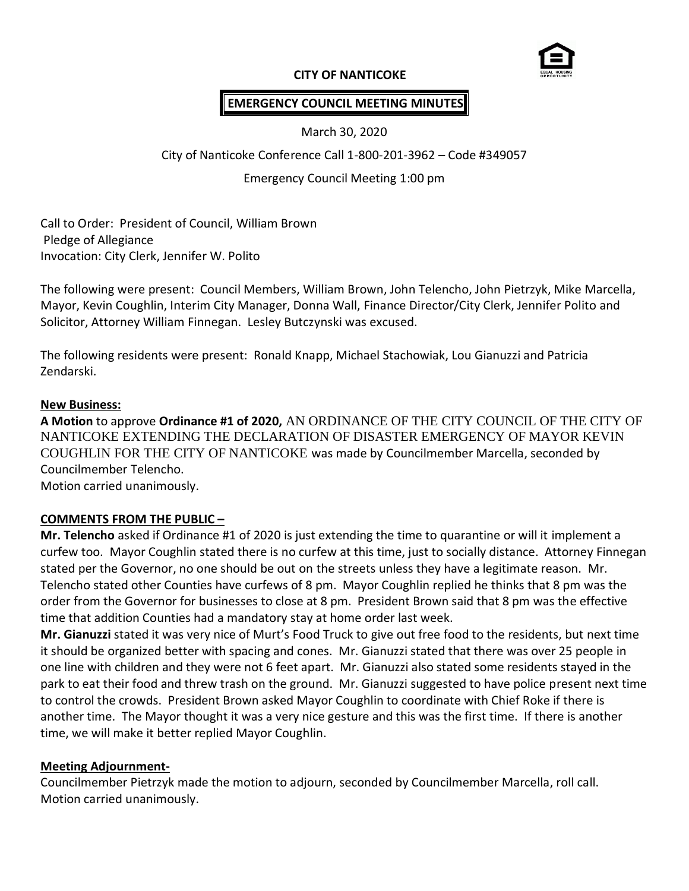**CITY OF NANTICOKE**

**EMERGENCY COUNCIL MEETING MINUTES**

March 30, 2020

City of Nanticoke Conference Call 1-800-201-3962 – Code #349057

Emergency Council Meeting 1:00 pm

Call to Order: President of Council, William Brown
Pledge of Allegiance
Invocation: City Clerk, Jennifer W. Polito

The following were present: Council Members, William Brown, John Telencho, John Pietrzyk, Mike Marcella, Mayor, Kevin Coughlin, Interim City Manager, Donna Wall, Finance Director/City Clerk, Jennifer Polito and Solicitor, Attorney William Finnegan. Lesley Butczynski was excused.

The following residents were present: Ronald Knapp, Michael Stachowiak, Lou Gianuzzi and Patricia Zendarski.

**New Business:**

**A Motion** to approve **Ordinance #1 of 2020,** AN ORDINANCE OF THE CITY COUNCIL OF THE CITY OF NANTICOKE EXTENDING THE DECLARATION OF DISASTER EMERGENCY OF MAYOR KEVIN COUGHLIN FOR THE CITY OF NANTICOKE was made by Councilmember Marcella, seconded by Councilmember Telencho.
Motion carried unanimously.

**COMMENTS FROM THE PUBLIC –**

**Mr. Telencho** asked if Ordinance #1 of 2020 is just extending the time to quarantine or will it implement a curfew too. Mayor Coughlin stated there is no curfew at this time, just to socially distance. Attorney Finnegan stated per the Governor, no one should be out on the streets unless they have a legitimate reason. Mr. Telencho stated other Counties have curfews of 8 pm. Mayor Coughlin replied he thinks that 8 pm was the order from the Governor for businesses to close at 8 pm. President Brown said that 8 pm was the effective time that addition Counties had a mandatory stay at home order last week.

**Mr. Gianuzzi** stated it was very nice of Murt's Food Truck to give out free food to the residents, but next time it should be organized better with spacing and cones. Mr. Gianuzzi stated that there was over 25 people in one line with children and they were not 6 feet apart. Mr. Gianuzzi also stated some residents stayed in the park to eat their food and threw trash on the ground. Mr. Gianuzzi suggested to have police present next time to control the crowds. President Brown asked Mayor Coughlin to coordinate with Chief Roke if there is another time. The Mayor thought it was a very nice gesture and this was the first time. If there is another time, we will make it better replied Mayor Coughlin.

**Meeting Adjournment-**

Councilmember Pietrzyk made the motion to adjourn, seconded by Councilmember Marcella, roll call.
Motion carried unanimously.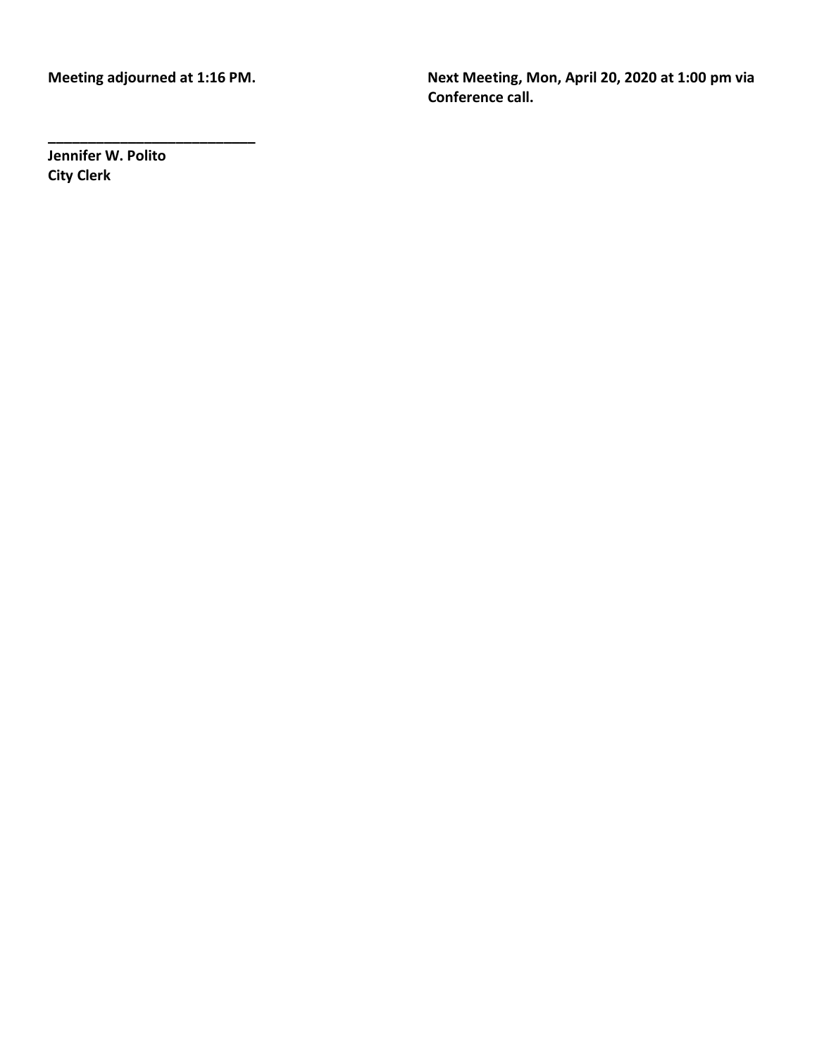**Meeting adjourned at 1:16 PM.**

**Next Meeting, Mon, April 20, 2020 at 1:00 pm via Conference call.**

**___________________________**
**Jennifer W. Polito**
**City Clerk**